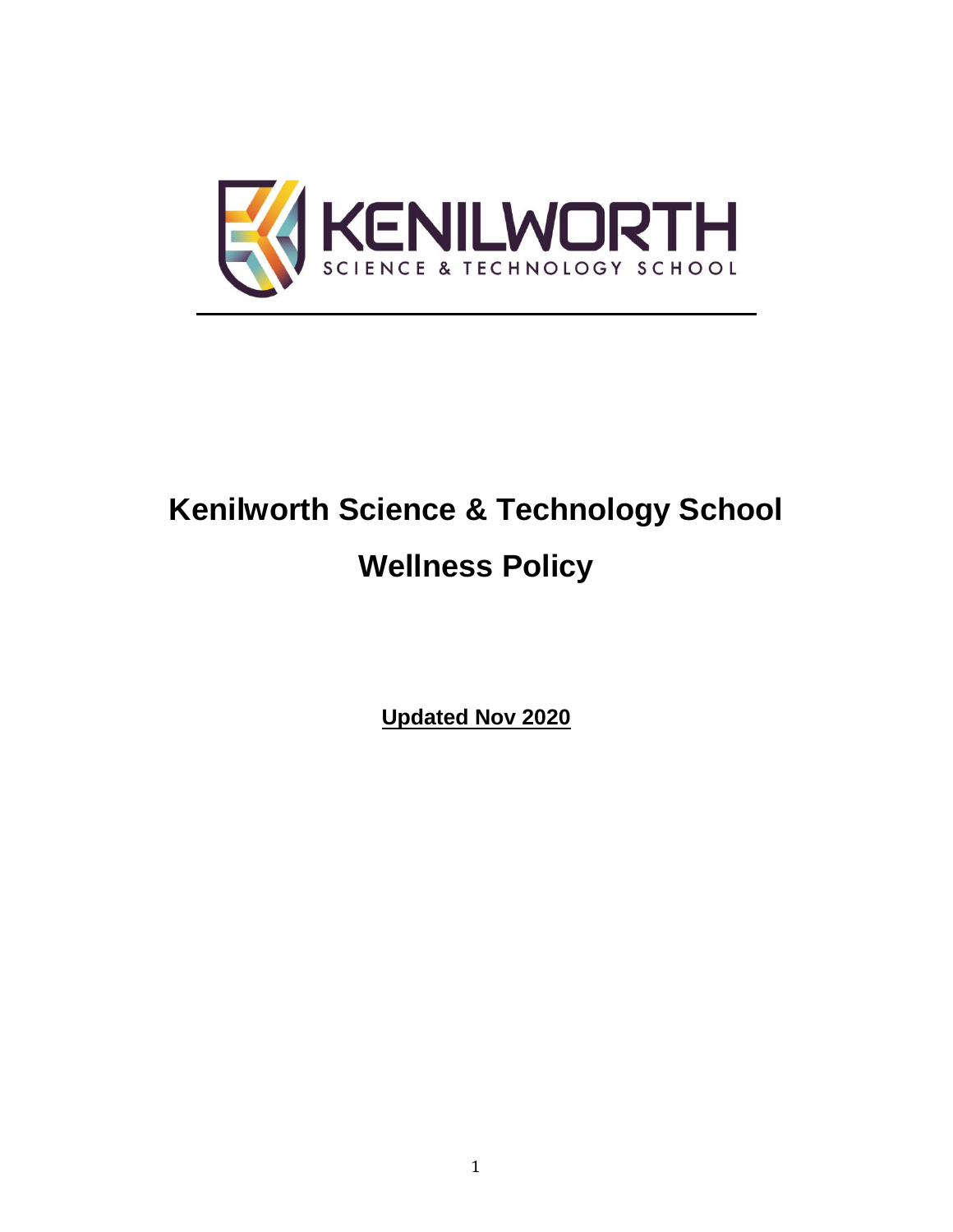KENILWORTH
SCIENCE & TECHNOLOGY SCHOOL

# Kenilworth Science & Technology School

# Wellness Policy

**Updated Nov 2020**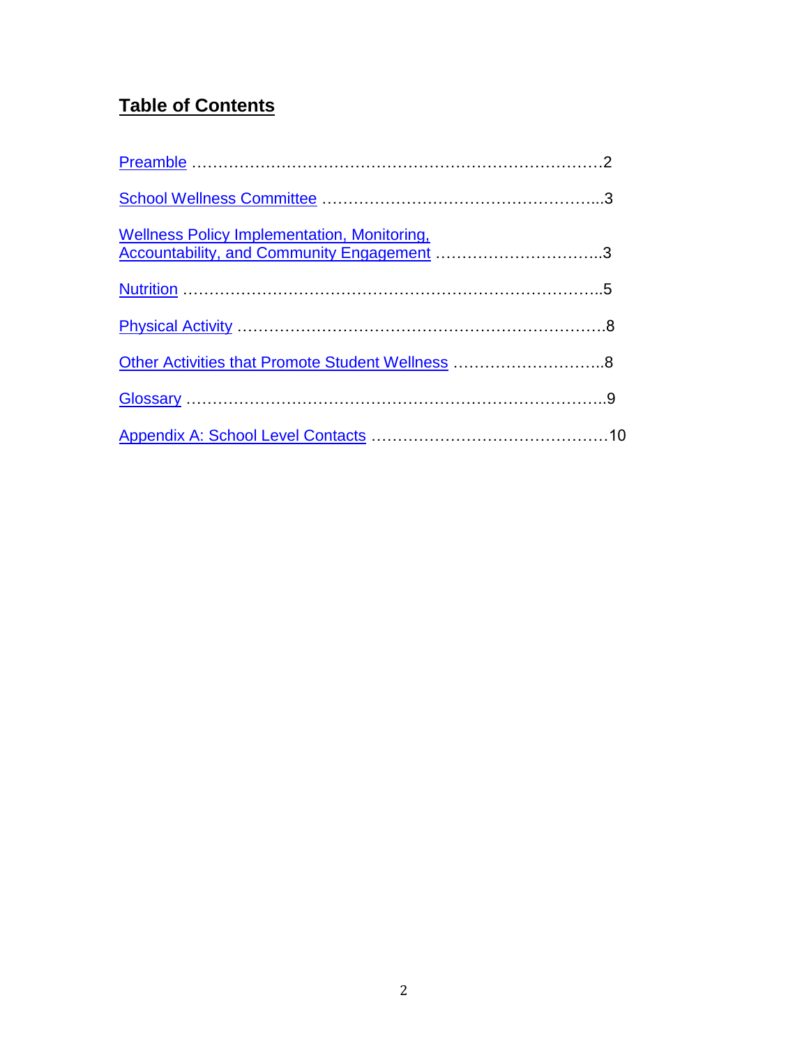## Table of Contents

Preamble ……………………………………………………………………….2

School Wellness Committee ……………………………………………...3

Wellness Policy Implementation, Monitoring, Accountability, and Community Engagement …………………………..3

Nutrition …………………………………………………………………….5

Physical Activity ……………………………………………………………8

Other Activities that Promote Student Wellness ………………………..8

Glossary …………………………………………………………………..9

Appendix A: School Level Contacts ………………………………………10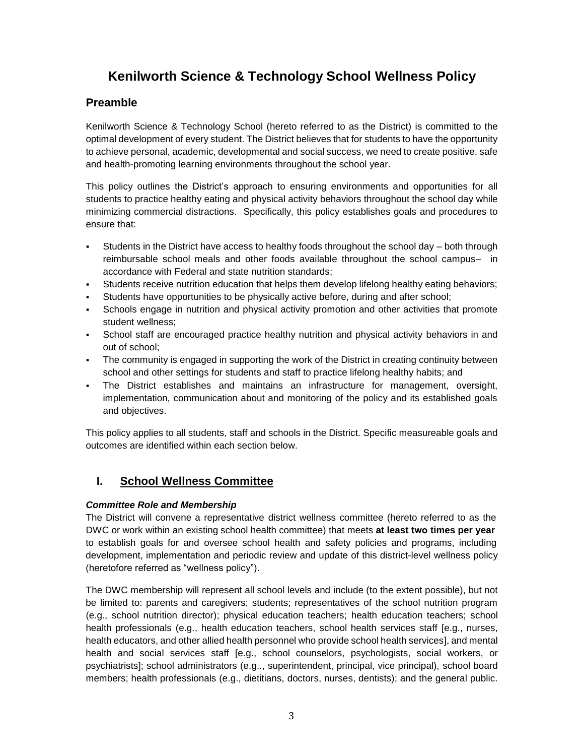# Kenilworth Science & Technology School Wellness Policy

## Preamble

Kenilworth Science & Technology School (hereto referred to as the District) is committed to the optimal development of every student. The District believes that for students to have the opportunity to achieve personal, academic, developmental and social success, we need to create positive, safe and health-promoting learning environments throughout the school year.

This policy outlines the District's approach to ensuring environments and opportunities for all students to practice healthy eating and physical activity behaviors throughout the school day while minimizing commercial distractions. Specifically, this policy establishes goals and procedures to ensure that:

- Students in the District have access to healthy foods throughout the school day – both through reimbursable school meals and other foods available throughout the school campus– in accordance with Federal and state nutrition standards;
- Students receive nutrition education that helps them develop lifelong healthy eating behaviors;
- Students have opportunities to be physically active before, during and after school;
- Schools engage in nutrition and physical activity promotion and other activities that promote student wellness;
- School staff are encouraged practice healthy nutrition and physical activity behaviors in and out of school;
- The community is engaged in supporting the work of the District in creating continuity between school and other settings for students and staff to practice lifelong healthy habits; and
- The District establishes and maintains an infrastructure for management, oversight, implementation, communication about and monitoring of the policy and its established goals and objectives.

This policy applies to all students, staff and schools in the District. Specific measureable goals and outcomes are identified within each section below.

## I. School Wellness Committee

***Committee Role and Membership***

The District will convene a representative district wellness committee (hereto referred to as the DWC or work within an existing school health committee) that meets **at least two times per year** to establish goals for and oversee school health and safety policies and programs, including development, implementation and periodic review and update of this district-level wellness policy (heretofore referred as "wellness policy").

The DWC membership will represent all school levels and include (to the extent possible), but not be limited to: parents and caregivers; students; representatives of the school nutrition program (e.g., school nutrition director); physical education teachers; health education teachers; school health professionals (e.g., health education teachers, school health services staff [e.g., nurses, health educators, and other allied health personnel who provide school health services], and mental health and social services staff [e.g., school counselors, psychologists, social workers, or psychiatrists]; school administrators (e.g.., superintendent, principal, vice principal), school board members; health professionals (e.g., dietitians, doctors, nurses, dentists); and the general public.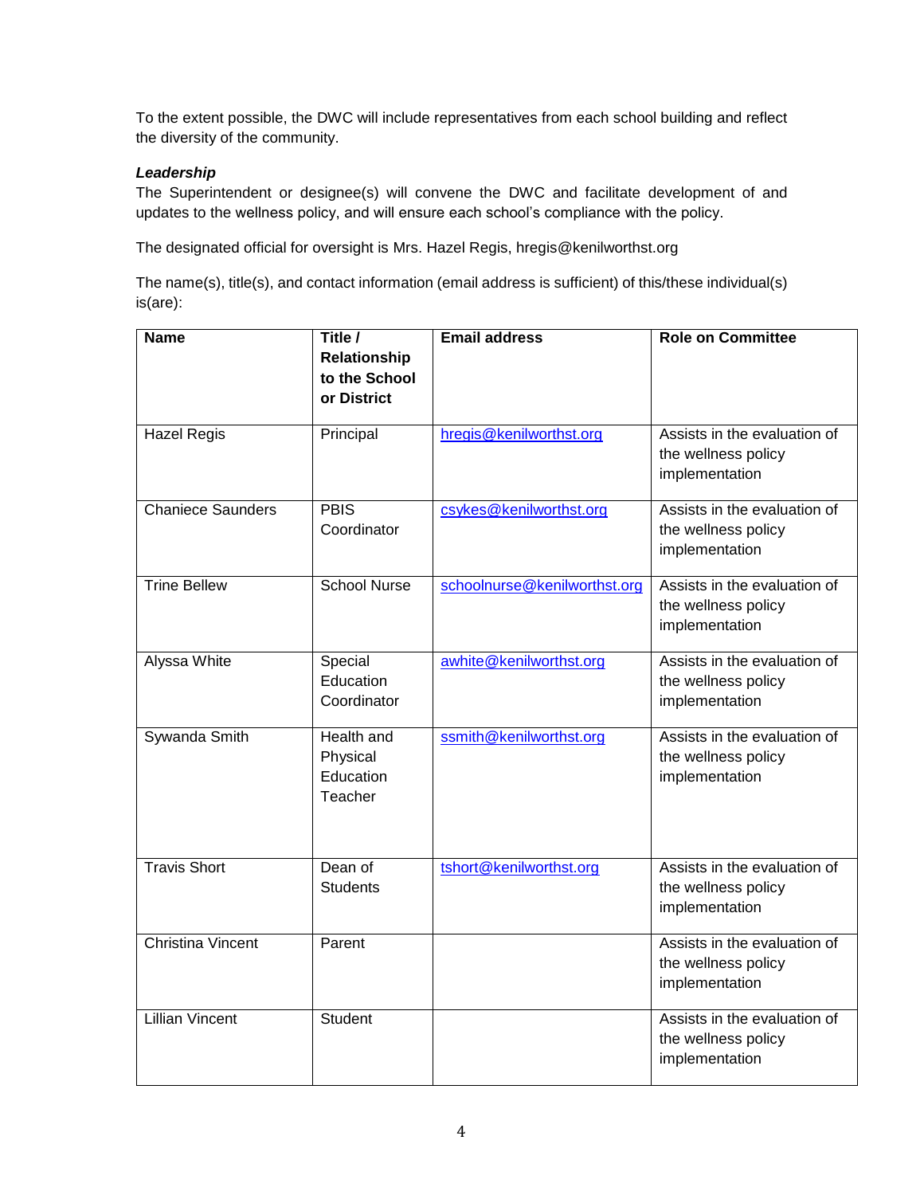To the extent possible, the DWC will include representatives from each school building and reflect the diversity of the community.

***Leadership***

The Superintendent or designee(s) will convene the DWC and facilitate development of and updates to the wellness policy, and will ensure each school's compliance with the policy.

The designated official for oversight is Mrs. Hazel Regis, hregis@kenilworthst.org

The name(s), title(s), and contact information (email address is sufficient) of this/these individual(s) is(are):

| Name | Title / Relationship to the School or District | Email address | Role on Committee |
|---|---|---|---|
| Hazel Regis | Principal | hregis@kenilworthst.org | Assists in the evaluation of the wellness policy implementation |
| Chaniece Saunders | PBIS Coordinator | csykes@kenilworthst.org | Assists in the evaluation of the wellness policy implementation |
| Trine Bellew | School Nurse | schoolnurse@kenilworthst.org | Assists in the evaluation of the wellness policy implementation |
| Alyssa White | Special Education Coordinator | awhite@kenilworthst.org | Assists in the evaluation of the wellness policy implementation |
| Sywanda Smith | Health and Physical Education Teacher | ssmith@kenilworthst.org | Assists in the evaluation of the wellness policy implementation |
| Travis Short | Dean of Students | tshort@kenilworthst.org | Assists in the evaluation of the wellness policy implementation |
| Christina Vincent | Parent | | Assists in the evaluation of the wellness policy implementation |
| Lillian Vincent | Student | | Assists in the evaluation of the wellness policy implementation |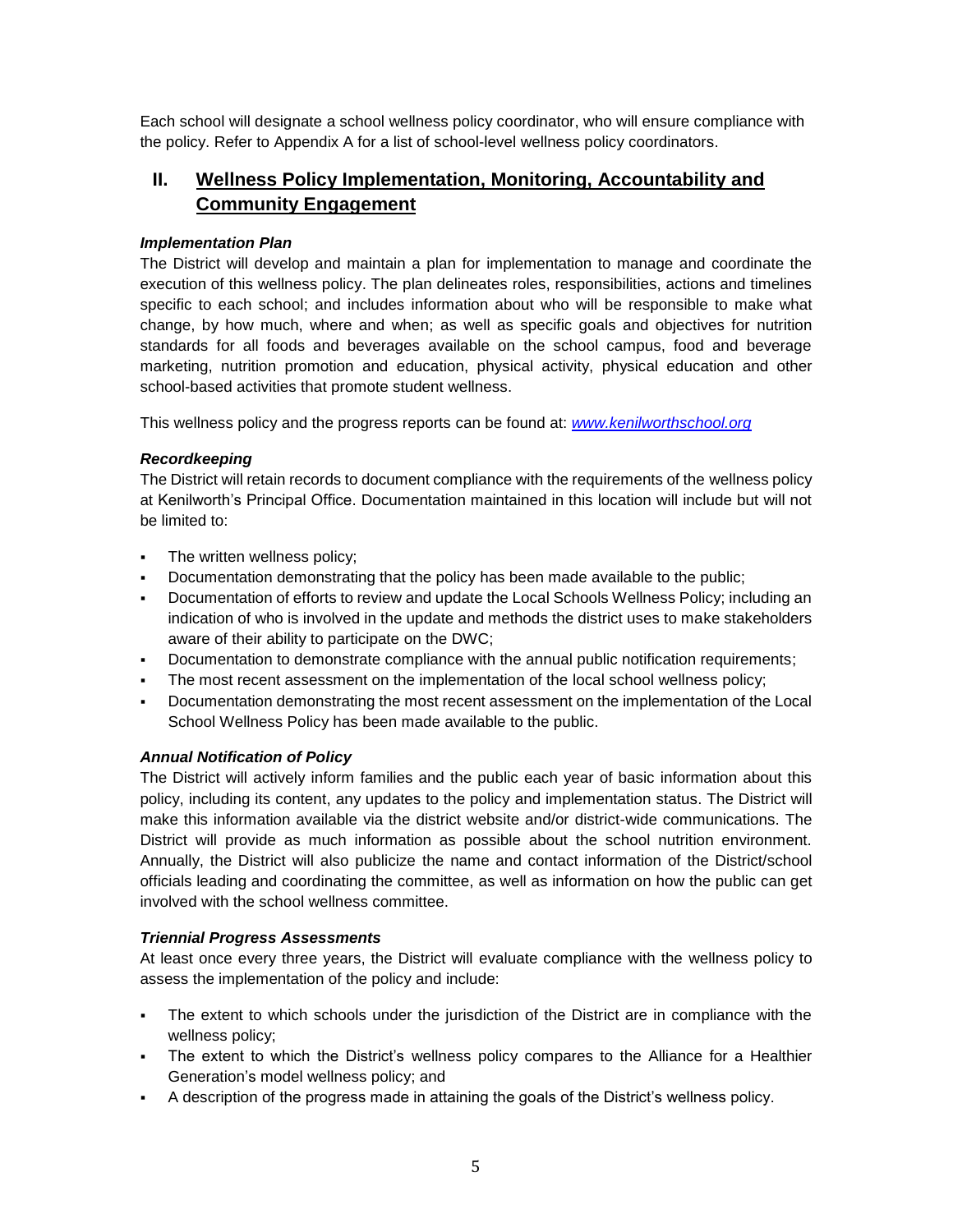Each school will designate a school wellness policy coordinator, who will ensure compliance with the policy. Refer to Appendix A for a list of school-level wellness policy coordinators.

## II. Wellness Policy Implementation, Monitoring, Accountability and Community Engagement

***Implementation Plan***

The District will develop and maintain a plan for implementation to manage and coordinate the execution of this wellness policy. The plan delineates roles, responsibilities, actions and timelines specific to each school; and includes information about who will be responsible to make what change, by how much, where and when; as well as specific goals and objectives for nutrition standards for all foods and beverages available on the school campus, food and beverage marketing, nutrition promotion and education, physical activity, physical education and other school-based activities that promote student wellness.

This wellness policy and the progress reports can be found at: *www.kenilworthschool.org*

***Recordkeeping***

The District will retain records to document compliance with the requirements of the wellness policy at Kenilworth's Principal Office. Documentation maintained in this location will include but will not be limited to:

- The written wellness policy;
- Documentation demonstrating that the policy has been made available to the public;
- Documentation of efforts to review and update the Local Schools Wellness Policy; including an indication of who is involved in the update and methods the district uses to make stakeholders aware of their ability to participate on the DWC;
- Documentation to demonstrate compliance with the annual public notification requirements;
- The most recent assessment on the implementation of the local school wellness policy;
- Documentation demonstrating the most recent assessment on the implementation of the Local School Wellness Policy has been made available to the public.

***Annual Notification of Policy***

The District will actively inform families and the public each year of basic information about this policy, including its content, any updates to the policy and implementation status. The District will make this information available via the district website and/or district-wide communications. The District will provide as much information as possible about the school nutrition environment. Annually, the District will also publicize the name and contact information of the District/school officials leading and coordinating the committee, as well as information on how the public can get involved with the school wellness committee.

***Triennial Progress Assessments***

At least once every three years, the District will evaluate compliance with the wellness policy to assess the implementation of the policy and include:

- The extent to which schools under the jurisdiction of the District are in compliance with the wellness policy;
- The extent to which the District's wellness policy compares to the Alliance for a Healthier Generation's model wellness policy; and
- A description of the progress made in attaining the goals of the District's wellness policy.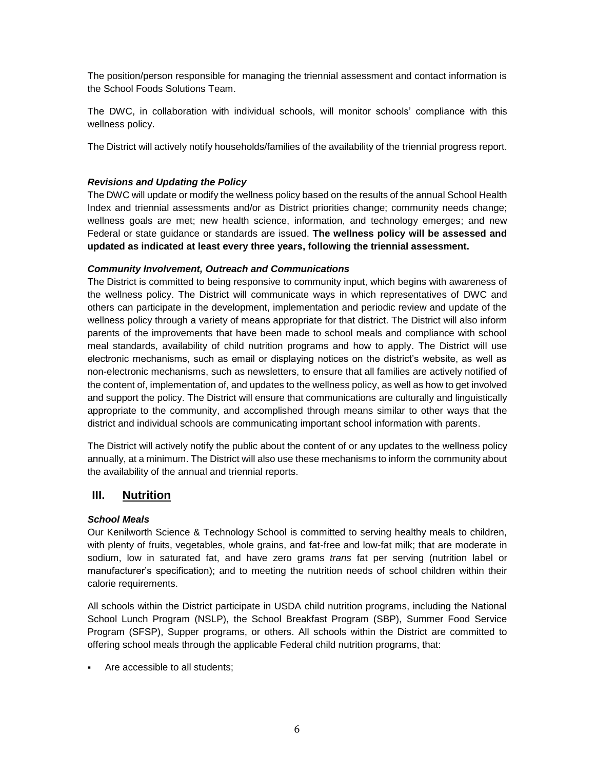The position/person responsible for managing the triennial assessment and contact information is the School Foods Solutions Team.

The DWC, in collaboration with individual schools, will monitor schools' compliance with this wellness policy.

The District will actively notify households/families of the availability of the triennial progress report.

***Revisions and Updating the Policy***

The DWC will update or modify the wellness policy based on the results of the annual School Health Index and triennial assessments and/or as District priorities change; community needs change; wellness goals are met; new health science, information, and technology emerges; and new Federal or state guidance or standards are issued. **The wellness policy will be assessed and updated as indicated at least every three years, following the triennial assessment.**

***Community Involvement, Outreach and Communications***

The District is committed to being responsive to community input, which begins with awareness of the wellness policy. The District will communicate ways in which representatives of DWC and others can participate in the development, implementation and periodic review and update of the wellness policy through a variety of means appropriate for that district. The District will also inform parents of the improvements that have been made to school meals and compliance with school meal standards, availability of child nutrition programs and how to apply. The District will use electronic mechanisms, such as email or displaying notices on the district's website, as well as non-electronic mechanisms, such as newsletters, to ensure that all families are actively notified of the content of, implementation of, and updates to the wellness policy, as well as how to get involved and support the policy. The District will ensure that communications are culturally and linguistically appropriate to the community, and accomplished through means similar to other ways that the district and individual schools are communicating important school information with parents.

The District will actively notify the public about the content of or any updates to the wellness policy annually, at a minimum. The District will also use these mechanisms to inform the community about the availability of the annual and triennial reports.

## III. Nutrition

***School Meals***

Our Kenilworth Science & Technology School is committed to serving healthy meals to children, with plenty of fruits, vegetables, whole grains, and fat-free and low-fat milk; that are moderate in sodium, low in saturated fat, and have zero grams *trans* fat per serving (nutrition label or manufacturer's specification); and to meeting the nutrition needs of school children within their calorie requirements.

All schools within the District participate in USDA child nutrition programs, including the National School Lunch Program (NSLP), the School Breakfast Program (SBP), Summer Food Service Program (SFSP), Supper programs, or others. All schools within the District are committed to offering school meals through the applicable Federal child nutrition programs, that:

- Are accessible to all students;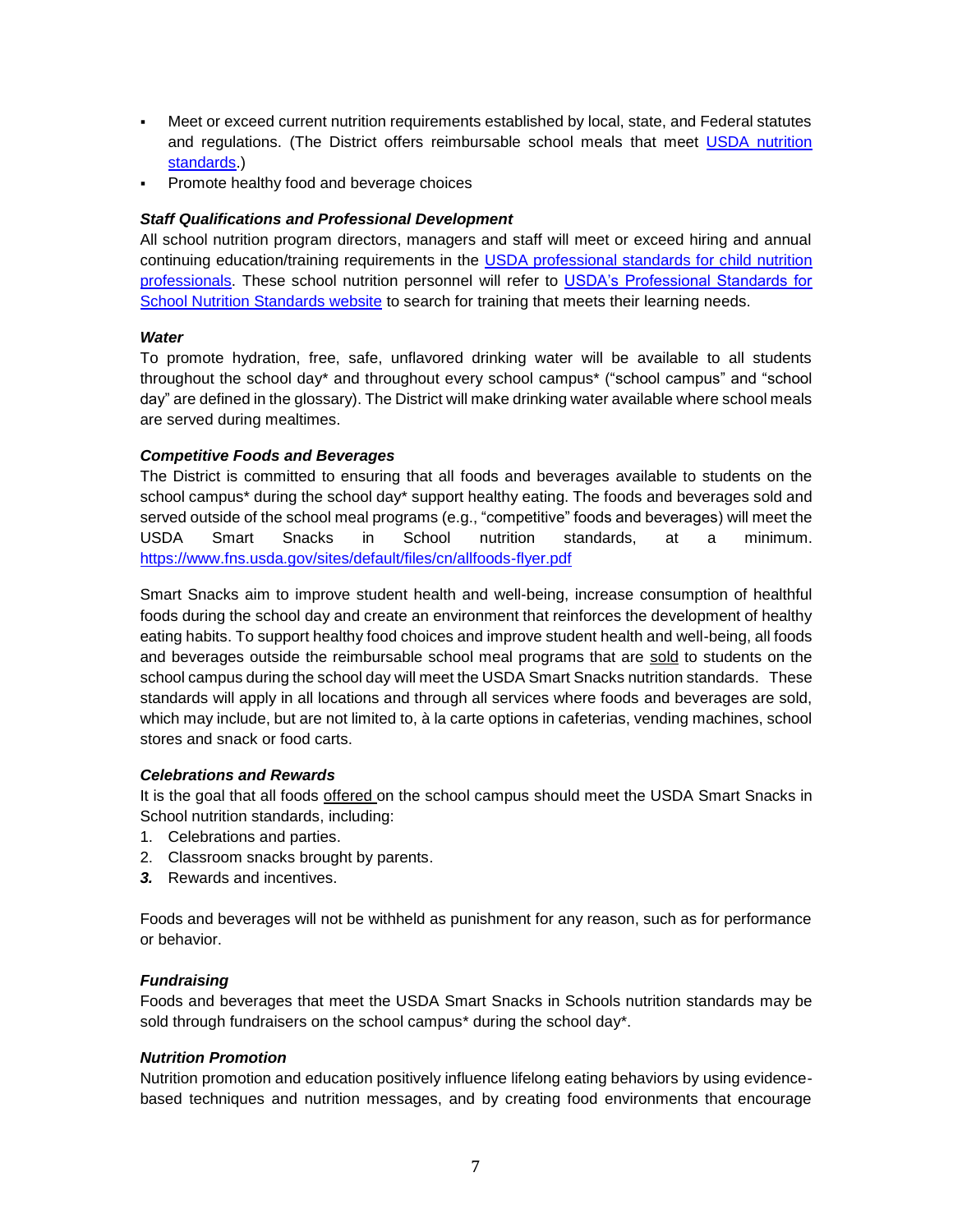- Meet or exceed current nutrition requirements established by local, state, and Federal statutes and regulations. (The District offers reimbursable school meals that meet USDA nutrition standards.)
- Promote healthy food and beverage choices

***Staff Qualifications and Professional Development***

All school nutrition program directors, managers and staff will meet or exceed hiring and annual continuing education/training requirements in the USDA professional standards for child nutrition professionals. These school nutrition personnel will refer to USDA's Professional Standards for School Nutrition Standards website to search for training that meets their learning needs.

***Water***

To promote hydration, free, safe, unflavored drinking water will be available to all students throughout the school day* and throughout every school campus* ("school campus" and "school day" are defined in the glossary). The District will make drinking water available where school meals are served during mealtimes.

***Competitive Foods and Beverages***

The District is committed to ensuring that all foods and beverages available to students on the school campus* during the school day* support healthy eating. The foods and beverages sold and served outside of the school meal programs (e.g., "competitive" foods and beverages) will meet the USDA Smart Snacks in School nutrition standards, at a minimum. https://www.fns.usda.gov/sites/default/files/cn/allfoods-flyer.pdf

Smart Snacks aim to improve student health and well-being, increase consumption of healthful foods during the school day and create an environment that reinforces the development of healthy eating habits. To support healthy food choices and improve student health and well-being, all foods and beverages outside the reimbursable school meal programs that are sold to students on the school campus during the school day will meet the USDA Smart Snacks nutrition standards. These standards will apply in all locations and through all services where foods and beverages are sold, which may include, but are not limited to, à la carte options in cafeterias, vending machines, school stores and snack or food carts.

***Celebrations and Rewards***

It is the goal that all foods offered on the school campus should meet the USDA Smart Snacks in School nutrition standards, including:

1. Celebrations and parties.
2. Classroom snacks brought by parents.
3. Rewards and incentives.

Foods and beverages will not be withheld as punishment for any reason, such as for performance or behavior.

***Fundraising***

Foods and beverages that meet the USDA Smart Snacks in Schools nutrition standards may be sold through fundraisers on the school campus* during the school day*.

***Nutrition Promotion***

Nutrition promotion and education positively influence lifelong eating behaviors by using evidence-based techniques and nutrition messages, and by creating food environments that encourage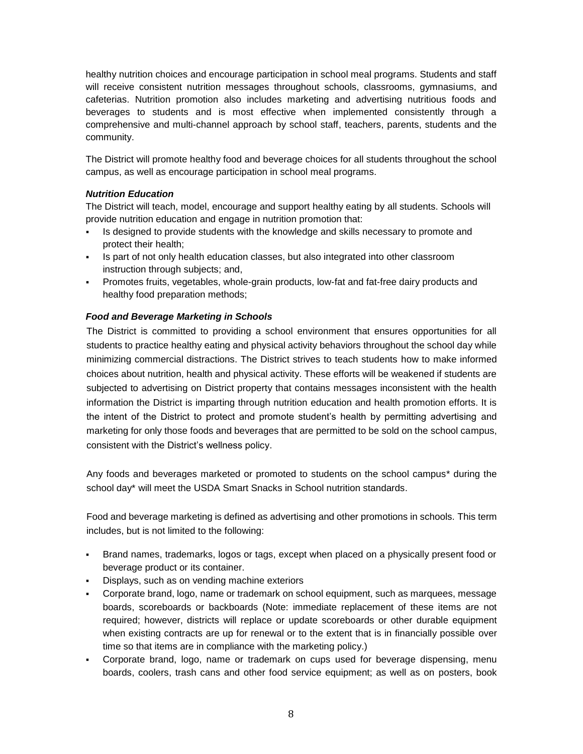healthy nutrition choices and encourage participation in school meal programs. Students and staff will receive consistent nutrition messages throughout schools, classrooms, gymnasiums, and cafeterias. Nutrition promotion also includes marketing and advertising nutritious foods and beverages to students and is most effective when implemented consistently through a comprehensive and multi-channel approach by school staff, teachers, parents, students and the community.

The District will promote healthy food and beverage choices for all students throughout the school campus, as well as encourage participation in school meal programs.

***Nutrition Education***

The District will teach, model, encourage and support healthy eating by all students. Schools will provide nutrition education and engage in nutrition promotion that:

- Is designed to provide students with the knowledge and skills necessary to promote and protect their health;
- Is part of not only health education classes, but also integrated into other classroom instruction through subjects; and,
- Promotes fruits, vegetables, whole-grain products, low-fat and fat-free dairy products and healthy food preparation methods;

***Food and Beverage Marketing in Schools***

The District is committed to providing a school environment that ensures opportunities for all students to practice healthy eating and physical activity behaviors throughout the school day while minimizing commercial distractions. The District strives to teach students how to make informed choices about nutrition, health and physical activity. These efforts will be weakened if students are subjected to advertising on District property that contains messages inconsistent with the health information the District is imparting through nutrition education and health promotion efforts. It is the intent of the District to protect and promote student's health by permitting advertising and marketing for only those foods and beverages that are permitted to be sold on the school campus, consistent with the District's wellness policy.

Any foods and beverages marketed or promoted to students on the school campus* during the school day* will meet the USDA Smart Snacks in School nutrition standards.

Food and beverage marketing is defined as advertising and other promotions in schools. This term includes, but is not limited to the following:

- Brand names, trademarks, logos or tags, except when placed on a physically present food or beverage product or its container.
- Displays, such as on vending machine exteriors
- Corporate brand, logo, name or trademark on school equipment, such as marquees, message boards, scoreboards or backboards (Note: immediate replacement of these items are not required; however, districts will replace or update scoreboards or other durable equipment when existing contracts are up for renewal or to the extent that is in financially possible over time so that items are in compliance with the marketing policy.)
- Corporate brand, logo, name or trademark on cups used for beverage dispensing, menu boards, coolers, trash cans and other food service equipment; as well as on posters, book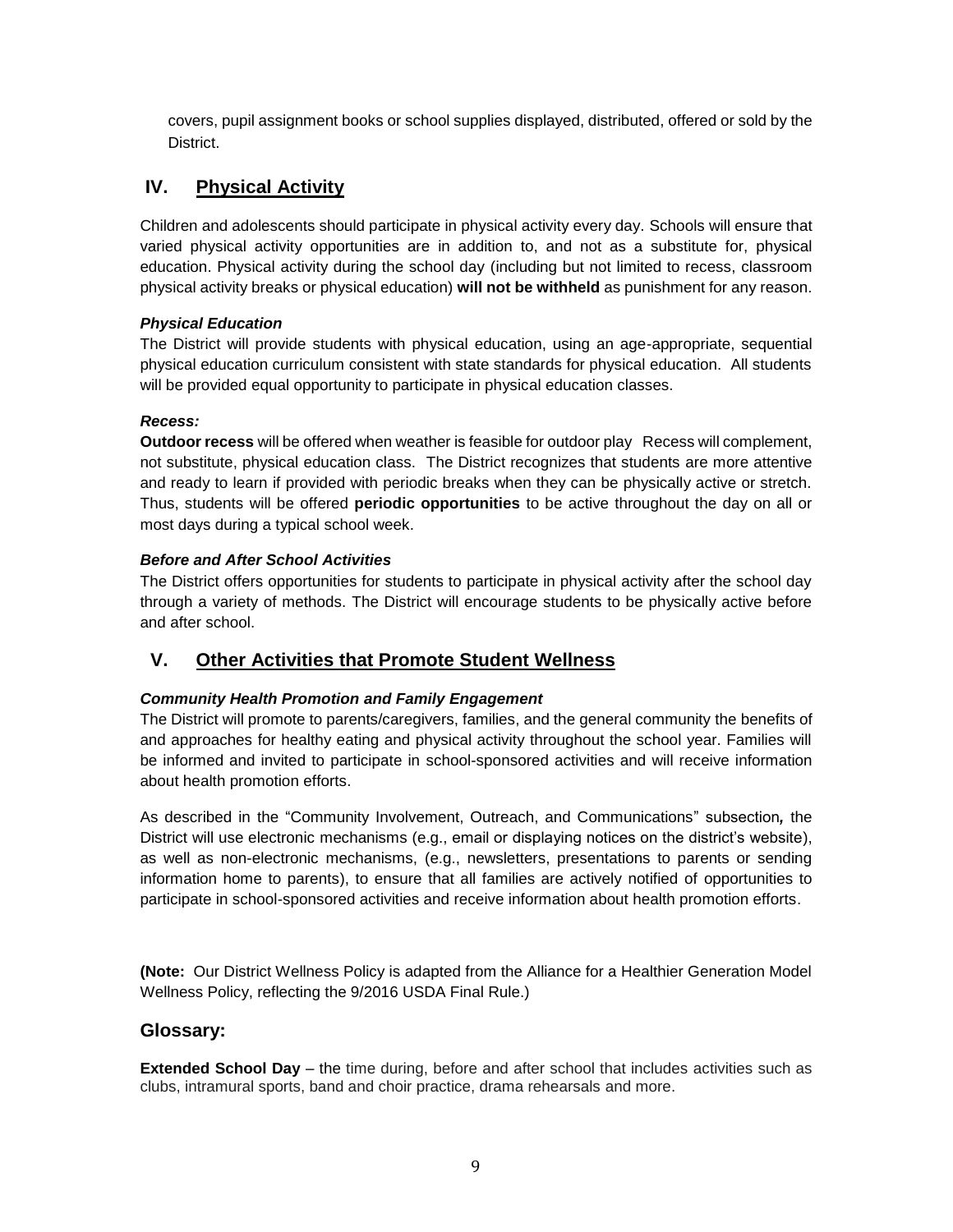covers, pupil assignment books or school supplies displayed, distributed, offered or sold by the District.

## IV. Physical Activity

Children and adolescents should participate in physical activity every day. Schools will ensure that varied physical activity opportunities are in addition to, and not as a substitute for, physical education. Physical activity during the school day (including but not limited to recess, classroom physical activity breaks or physical education) **will not be withheld** as punishment for any reason.

***Physical Education***

The District will provide students with physical education, using an age-appropriate, sequential physical education curriculum consistent with state standards for physical education. All students will be provided equal opportunity to participate in physical education classes.

***Recess:***

**Outdoor recess** will be offered when weather is feasible for outdoor play Recess will complement, not substitute, physical education class. The District recognizes that students are more attentive and ready to learn if provided with periodic breaks when they can be physically active or stretch. Thus, students will be offered **periodic opportunities** to be active throughout the day on all or most days during a typical school week.

***Before and After School Activities***

The District offers opportunities for students to participate in physical activity after the school day through a variety of methods. The District will encourage students to be physically active before and after school.

## V. Other Activities that Promote Student Wellness

***Community Health Promotion and Family Engagement***

The District will promote to parents/caregivers, families, and the general community the benefits of and approaches for healthy eating and physical activity throughout the school year. Families will be informed and invited to participate in school-sponsored activities and will receive information about health promotion efforts.

As described in the "Community Involvement, Outreach, and Communications" subsection*,* the District will use electronic mechanisms (e.g., email or displaying notices on the district's website), as well as non-electronic mechanisms, (e.g., newsletters, presentations to parents or sending information home to parents), to ensure that all families are actively notified of opportunities to participate in school-sponsored activities and receive information about health promotion efforts.

**(Note:** Our District Wellness Policy is adapted from the Alliance for a Healthier Generation Model Wellness Policy, reflecting the 9/2016 USDA Final Rule.)

## Glossary:

**Extended School Day** – the time during, before and after school that includes activities such as clubs, intramural sports, band and choir practice, drama rehearsals and more.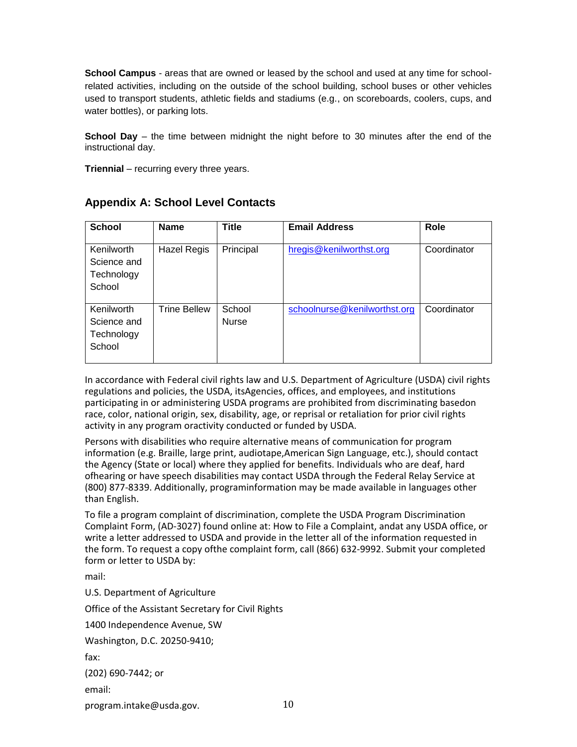**School Campus** - areas that are owned or leased by the school and used at any time for school-related activities, including on the outside of the school building, school buses or other vehicles used to transport students, athletic fields and stadiums (e.g., on scoreboards, coolers, cups, and water bottles), or parking lots.

**School Day** – the time between midnight the night before to 30 minutes after the end of the instructional day.

**Triennial** – recurring every three years.

## Appendix A: School Level Contacts

| School | Name | Title | Email Address | Role |
|---|---|---|---|---|
| Kenilworth Science and Technology School | Hazel Regis | Principal | hregis@kenilworthst.org | Coordinator |
| Kenilworth Science and Technology School | Trine Bellew | School Nurse | schoolnurse@kenilworthst.org | Coordinator |

In accordance with Federal civil rights law and U.S. Department of Agriculture (USDA) civil rights regulations and policies, the USDA, itsAgencies, offices, and employees, and institutions participating in or administering USDA programs are prohibited from discriminating basedon race, color, national origin, sex, disability, age, or reprisal or retaliation for prior civil rights activity in any program oractivity conducted or funded by USDA.

Persons with disabilities who require alternative means of communication for program information (e.g. Braille, large print, audiotape,American Sign Language, etc.), should contact the Agency (State or local) where they applied for benefits. Individuals who are deaf, hard ofhearing or have speech disabilities may contact USDA through the Federal Relay Service at (800) 877-8339. Additionally, programinformation may be made available in languages other than English.

To file a program complaint of discrimination, complete the USDA Program Discrimination Complaint Form, (AD-3027) found online at: How to File a Complaint, andat any USDA office, or write a letter addressed to USDA and provide in the letter all of the information requested in the form. To request a copy ofthe complaint form, call (866) 632-9992. Submit your completed form or letter to USDA by:

mail:

U.S. Department of Agriculture

Office of the Assistant Secretary for Civil Rights

1400 Independence Avenue, SW

Washington, D.C. 20250-9410;

fax:

(202) 690-7442; or

email:

program.intake@usda.gov.